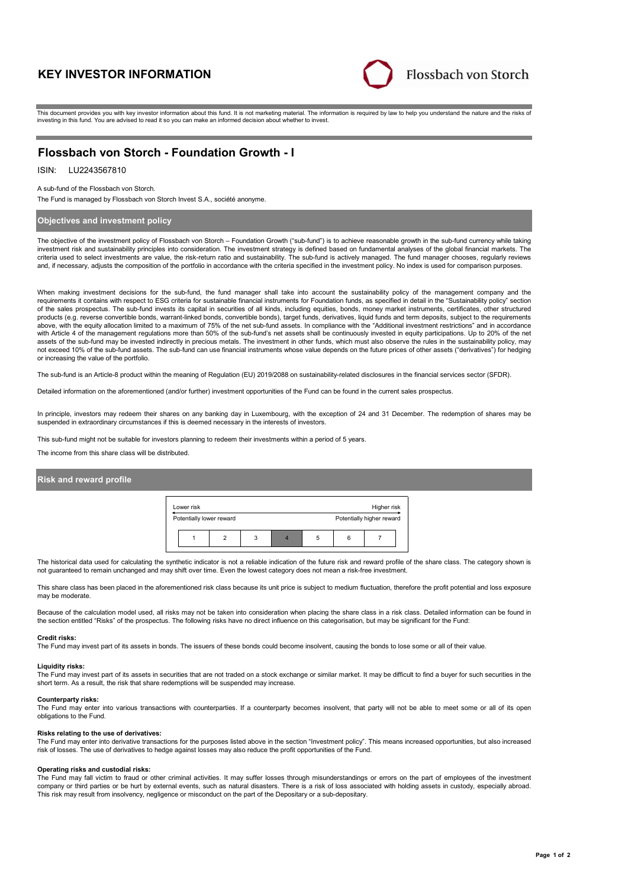# KEY INVESTOR INFORMATION

Flossbach von Storch

This document provides you with key investor information about this fund. It is not marketing material. The information is required by law to help you understand the nature and the risks of investing in this fund. You are advised to read it so you can make an informed decision about whether to invest.

## Flossbach von Storch - Foundation Growth - I

ISIN: LU2243567810

A sub-fund of the Flossbach von Storch.

The Fund is managed by Flossbach von Storch Invest S.A., société anonyme.

### Objectives and investment policy

The objective of the investment policy of Flossbach von Storch – Foundation Growth ("sub-fund") is to achieve reasonable growth in the sub-fund currency while taking investment risk and sustainability principles into consideration. The investment strategy is defined based on fundamental analyses of the global financial markets. The criteria used to select investments are value, the risk-return ratio and sustainability. The sub-fund is actively managed. The fund manager chooses, regularly reviews and, if necessary, adjusts the composition of the portfolio in accordance with the criteria specified in the investment policy. No index is used for comparison purposes.

When making investment decisions for the sub-fund, the fund manager shall take into account the sustainability policy of the management company and the requirements it contains with respect to ESG criteria for sustainable financial instruments for Foundation funds, as specified in detail in the "Sustainability policy" section of the sales prospectus. The sub-fund invests its capital in securities of all kinds, including equities, bonds, money market instruments, certificates, other structured products (e.g. reverse convertible bonds, warrant-linked bonds, convertible bonds), target funds, derivatives, liquid funds and term deposits, subject to the requirements above, with the equity allocation limited to a maximum of 75% of the net sub-fund assets. In compliance with the "Additional investment restrictions" and in accordance with Article 4 of the management regulations more than 50% of the sub-fund's net assets shall be continuously invested in equity participations. Up to 20% of the net assets of the sub-fund may be invested indirectly in precious metals. The investment in other funds, which must also observe the rules in the sustainability policy, may not exceed 10% of the sub-fund assets. The sub-fund can use financial instruments whose value depends on the future prices of other assets ("derivatives") for hedging or increasing the value of the portfolio.

The sub-fund is an Article-8 product within the meaning of Regulation (EU) 2019/2088 on sustainability-related disclosures in the financial services sector (SFDR).

Detailed information on the aforementioned (and/or further) investment opportunities of the Fund can be found in the current sales prospectus.

In principle, investors may redeem their shares on any banking day in Luxembourg, with the exception of 24 and 31 December. The redemption of shares may be suspended in extraordinary circumstances if this is deemed necessary in the interests of investors.

This sub-fund might not be suitable for investors planning to redeem their investments within a period of 5 years.

The income from this share class will be distributed.

### Risk and reward profile

| Lower risk | | | | | | Higher risk |
|---|---|---|---|---|---|---|
| Potentially lower reward | | | | | | Potentially higher reward |
| 1 | 2 | 3 | **4** | 5 | 6 | 7 |

The historical data used for calculating the synthetic indicator is not a reliable indication of the future risk and reward profile of the share class. The category shown is not guaranteed to remain unchanged and may shift over time. Even the lowest category does not mean a risk-free investment.

This share class has been placed in the aforementioned risk class because its unit price is subject to medium fluctuation, therefore the profit potential and loss exposure may be moderate.

Because of the calculation model used, all risks may not be taken into consideration when placing the share class in a risk class. Detailed information can be found in the section entitled "Risks" of the prospectus. The following risks have no direct influence on this categorisation, but may be significant for the Fund:

**Credit risks:**
The Fund may invest part of its assets in bonds. The issuers of these bonds could become insolvent, causing the bonds to lose some or all of their value.

**Liquidity risks:**
The Fund may invest part of its assets in securities that are not traded on a stock exchange or similar market. It may be difficult to find a buyer for such securities in the short term. As a result, the risk that share redemptions will be suspended may increase.

**Counterparty risks:**
The Fund may enter into various transactions with counterparties. If a counterparty becomes insolvent, that party will not be able to meet some or all of its open obligations to the Fund.

**Risks relating to the use of derivatives:**
The Fund may enter into derivative transactions for the purposes listed above in the section "Investment policy". This means increased opportunities, but also increased risk of losses. The use of derivatives to hedge against losses may also reduce the profit opportunities of the Fund.

**Operating risks and custodial risks:**
The Fund may fall victim to fraud or other criminal activities. It may suffer losses through misunderstandings or errors on the part of employees of the investment company or third parties or be hurt by external events, such as natural disasters. There is a risk of loss associated with holding assets in custody, especially abroad. This risk may result from insolvency, negligence or misconduct on the part of the Depositary or a sub-depositary.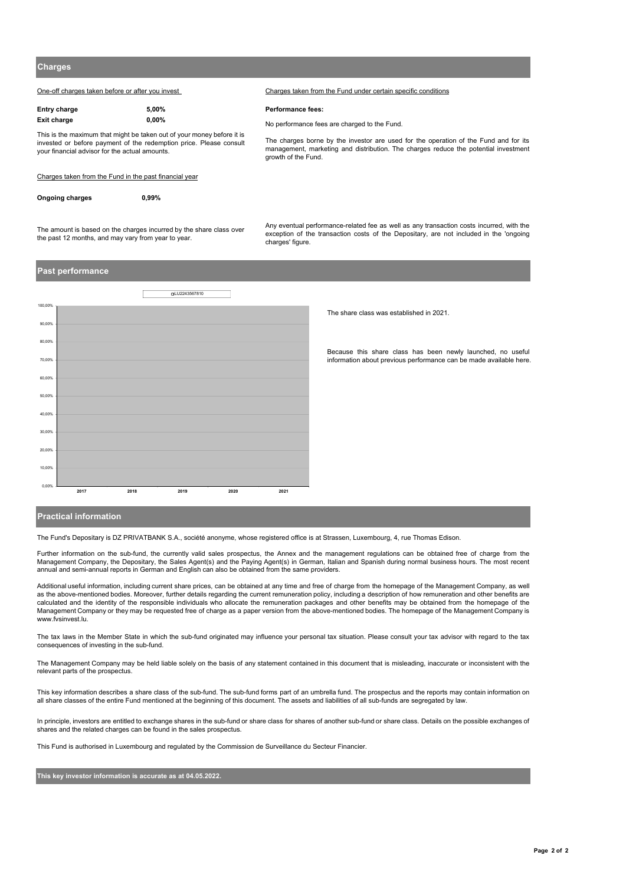## Charges

One-off charges taken before or after you invest

| | |
|---|---|
| **Entry charge** | **5,00%** |
| **Exit charge** | **0,00%** |

This is the maximum that might be taken out of your money before it is invested or before payment of the redemption price. Please consult your financial advisor for the actual amounts.

Charges taken from the Fund in the past financial year

| | |
|---|---|
| **Ongoing charges** | **0,99%** |

The amount is based on the charges incurred by the share class over the past 12 months, and may vary from year to year.

Charges taken from the Fund under certain specific conditions

**Performance fees:**

No performance fees are charged to the Fund.

The charges borne by the investor are used for the operation of the Fund and for its management, marketing and distribution. The charges reduce the potential investment growth of the Fund.

Any eventual performance-related fee as well as any transaction costs incurred, with the exception of the transaction costs of the Depositary, are not included in the 'ongoing charges' figure.

## Past performance

LU2243567810

100,00%
90,00%
80,00%
70,00%
60,00%
50,00%
40,00%
30,00%
20,00%
10,00%
0,00%

2017
2018
2019
2020
2021

The share class was established in 2021.

Because this share class has been newly launched, no useful information about previous performance can be made available here.

## Practical information

The Fund's Depositary is DZ PRIVATBANK S.A., société anonyme, whose registered office is at Strassen, Luxembourg, 4, rue Thomas Edison.

Further information on the sub-fund, the currently valid sales prospectus, the Annex and the management regulations can be obtained free of charge from the Management Company, the Depositary, the Sales Agent(s) and the Paying Agent(s) in German, Italian and Spanish during normal business hours. The most recent annual and semi-annual reports in German and English can also be obtained from the same providers.

Additional useful information, including current share prices, can be obtained at any time and free of charge from the homepage of the Management Company, as well as the above-mentioned bodies. Moreover, further details regarding the current remuneration policy, including a description of how remuneration and other benefits are calculated and the identity of the responsible individuals who allocate the remuneration packages and other benefits may be obtained from the homepage of the Management Company or they may be requested free of charge as a paper version from the above-mentioned bodies. The homepage of the Management Company is www.fvsinvest.lu.

The tax laws in the Member State in which the sub-fund originated may influence your personal tax situation. Please consult your tax advisor with regard to the tax consequences of investing in the sub-fund.

The Management Company may be held liable solely on the basis of any statement contained in this document that is misleading, inaccurate or inconsistent with the relevant parts of the prospectus.

This key information describes a share class of the sub-fund. The sub-fund forms part of an umbrella fund. The prospectus and the reports may contain information on all share classes of the entire Fund mentioned at the beginning of this document. The assets and liabilities of all sub-funds are segregated by law.

In principle, investors are entitled to exchange shares in the sub-fund or share class for shares of another sub-fund or share class. Details on the possible exchanges of shares and the related charges can be found in the sales prospectus.

This Fund is authorised in Luxembourg and regulated by the Commission de Surveillance du Secteur Financier.

**This key investor information is accurate as at 04.05.2022.**